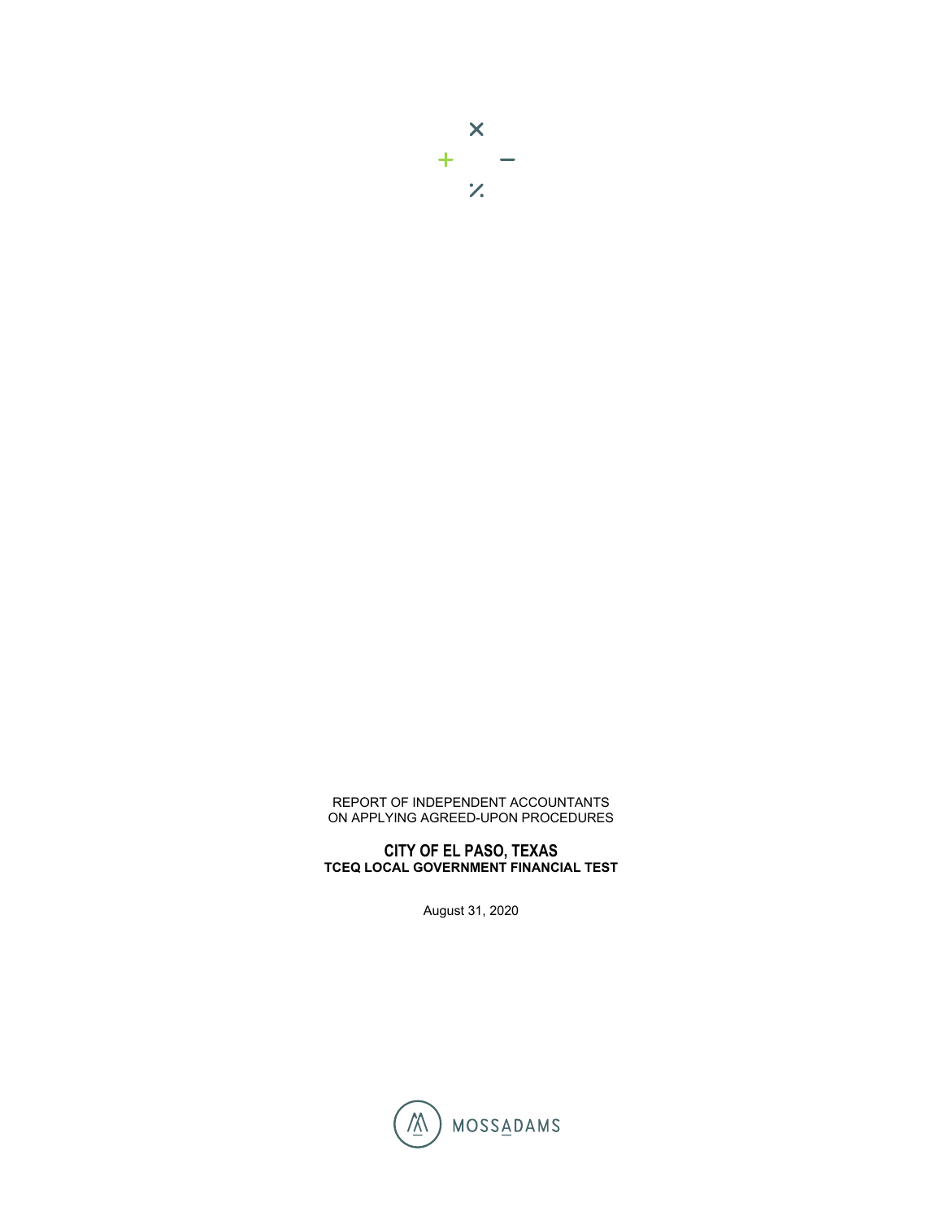REPORT OF INDEPENDENT ACCOUNTANTS
ON APPLYING AGREED-UPON PROCEDURES

# CITY OF EL PASO, TEXAS

## TCEQ LOCAL GOVERNMENT FINANCIAL TEST

August 31, 2020

MOSSADAMS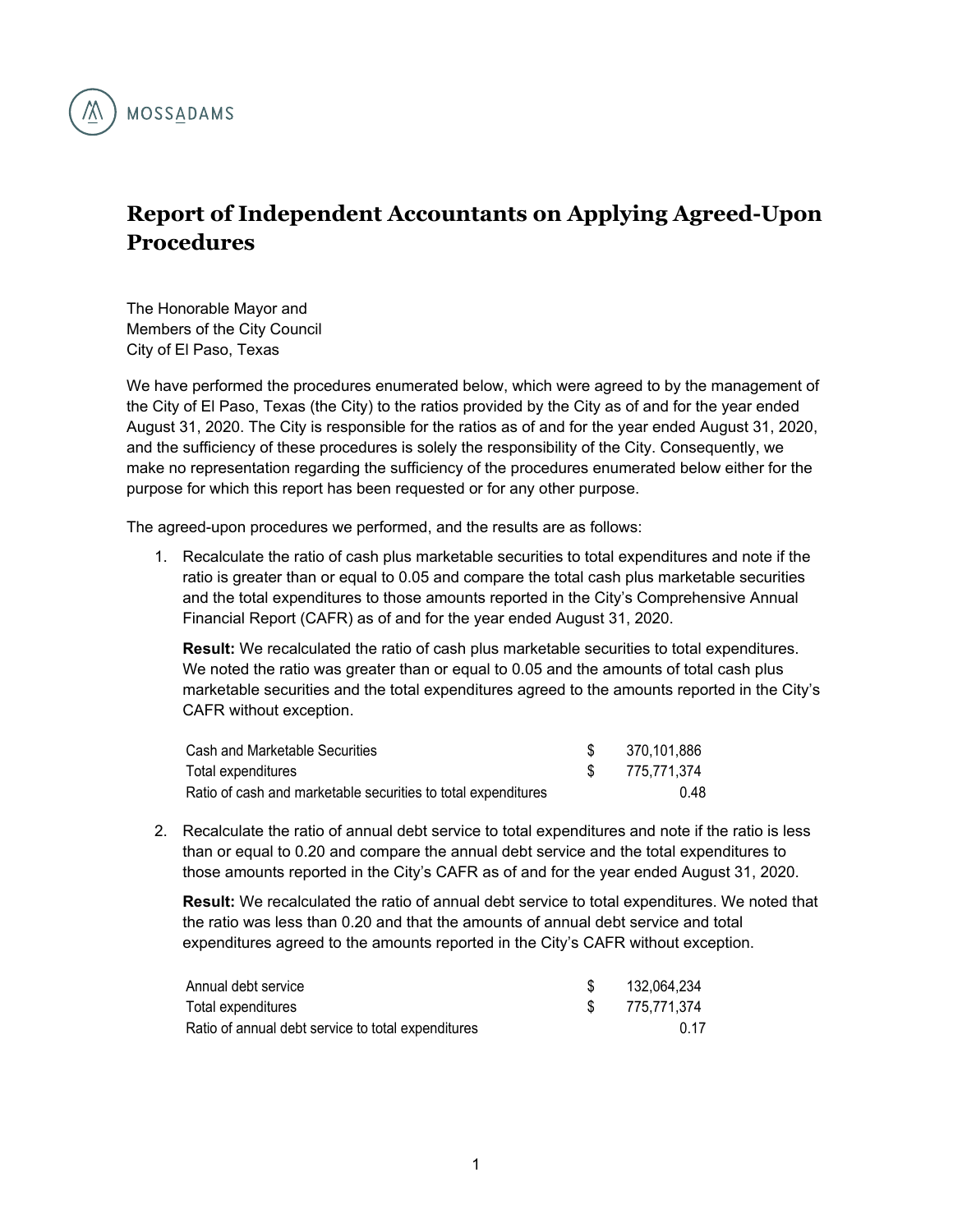MOSSADAMS

# Report of Independent Accountants on Applying Agreed-Upon Procedures

The Honorable Mayor and
Members of the City Council
City of El Paso, Texas

We have performed the procedures enumerated below, which were agreed to by the management of the City of El Paso, Texas (the City) to the ratios provided by the City as of and for the year ended August 31, 2020. The City is responsible for the ratios as of and for the year ended August 31, 2020, and the sufficiency of these procedures is solely the responsibility of the City. Consequently, we make no representation regarding the sufficiency of the procedures enumerated below either for the purpose for which this report has been requested or for any other purpose.

The agreed-upon procedures we performed, and the results are as follows:

1. Recalculate the ratio of cash plus marketable securities to total expenditures and note if the ratio is greater than or equal to 0.05 and compare the total cash plus marketable securities and the total expenditures to those amounts reported in the City's Comprehensive Annual Financial Report (CAFR) as of and for the year ended August 31, 2020.

   **Result:** We recalculated the ratio of cash plus marketable securities to total expenditures. We noted the ratio was greater than or equal to 0.05 and the amounts of total cash plus marketable securities and the total expenditures agreed to the amounts reported in the City's CAFR without exception.

   | | | |
   |---|---|---|
   | Cash and Marketable Securities | $ | 370,101,886 |
   | Total expenditures | $ | 775,771,374 |
   | Ratio of cash and marketable securities to total expenditures | | 0.48 |

2. Recalculate the ratio of annual debt service to total expenditures and note if the ratio is less than or equal to 0.20 and compare the annual debt service and the total expenditures to those amounts reported in the City's CAFR as of and for the year ended August 31, 2020.

   **Result:** We recalculated the ratio of annual debt service to total expenditures. We noted that the ratio was less than 0.20 and that the amounts of annual debt service and total expenditures agreed to the amounts reported in the City's CAFR without exception.

   | | | |
   |---|---|---|
   | Annual debt service | $ | 132,064,234 |
   | Total expenditures | $ | 775,771,374 |
   | Ratio of annual debt service to total expenditures | | 0.17 |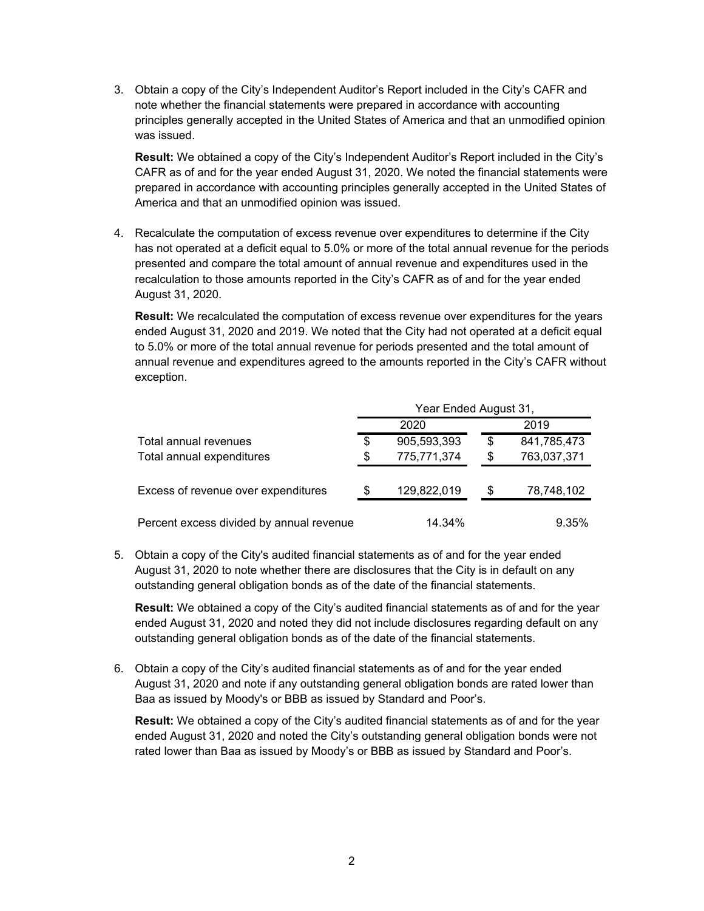3. Obtain a copy of the City's Independent Auditor's Report included in the City's CAFR and note whether the financial statements were prepared in accordance with accounting principles generally accepted in the United States of America and that an unmodified opinion was issued.

   **Result:** We obtained a copy of the City's Independent Auditor's Report included in the City's CAFR as of and for the year ended August 31, 2020. We noted the financial statements were prepared in accordance with accounting principles generally accepted in the United States of America and that an unmodified opinion was issued.

4. Recalculate the computation of excess revenue over expenditures to determine if the City has not operated at a deficit equal to 5.0% or more of the total annual revenue for the periods presented and compare the total amount of annual revenue and expenditures used in the recalculation to those amounts reported in the City's CAFR as of and for the year ended August 31, 2020.

   **Result:** We recalculated the computation of excess revenue over expenditures for the years ended August 31, 2020 and 2019. We noted that the City had not operated at a deficit equal to 5.0% or more of the total annual revenue for periods presented and the total amount of annual revenue and expenditures agreed to the amounts reported in the City's CAFR without exception.

|  | Year Ended August 31, | |
|---|---|---|
|  | 2020 | 2019 |
| Total annual revenues | $ 905,593,393 | $ 841,785,473 |
| Total annual expenditures | $ 775,771,374 | $ 763,037,371 |
| Excess of revenue over expenditures | $ 129,822,019 | $ 78,748,102 |
| Percent excess divided by annual revenue | 14.34% | 9.35% |

5. Obtain a copy of the City's audited financial statements as of and for the year ended August 31, 2020 to note whether there are disclosures that the City is in default on any outstanding general obligation bonds as of the date of the financial statements.

   **Result:** We obtained a copy of the City's audited financial statements as of and for the year ended August 31, 2020 and noted they did not include disclosures regarding default on any outstanding general obligation bonds as of the date of the financial statements.

6. Obtain a copy of the City's audited financial statements as of and for the year ended August 31, 2020 and note if any outstanding general obligation bonds are rated lower than Baa as issued by Moody's or BBB as issued by Standard and Poor's.

   **Result:** We obtained a copy of the City's audited financial statements as of and for the year ended August 31, 2020 and noted the City's outstanding general obligation bonds were not rated lower than Baa as issued by Moody's or BBB as issued by Standard and Poor's.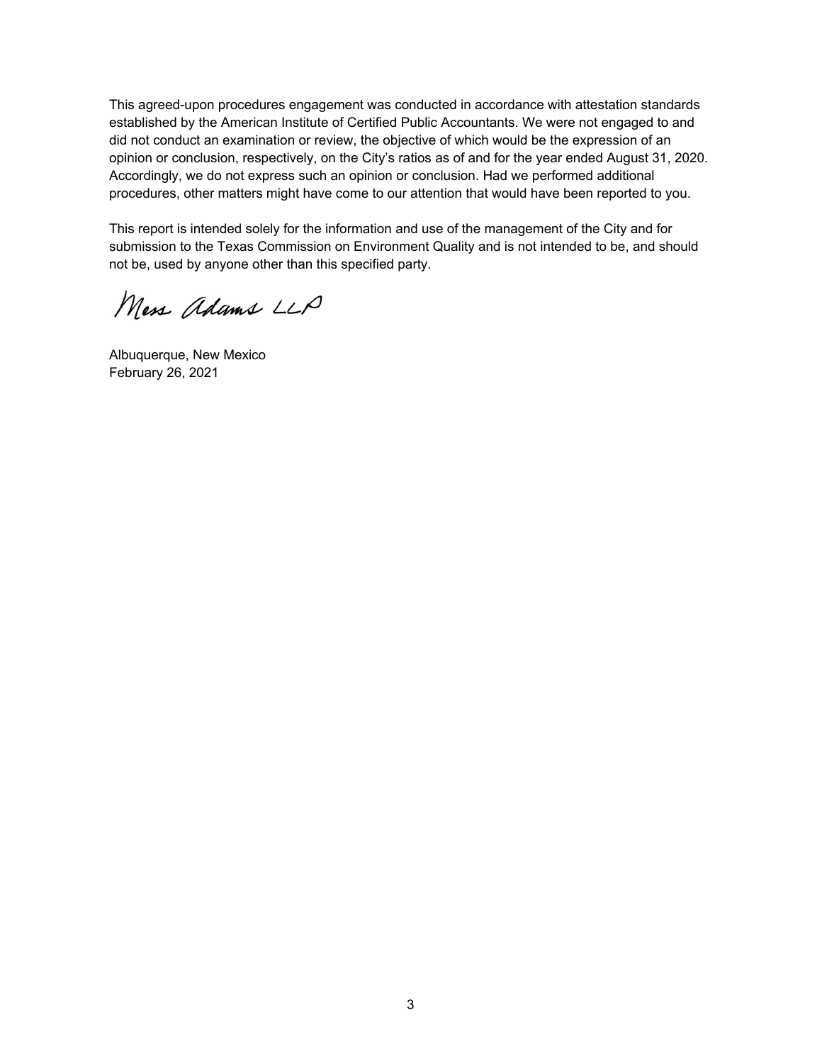This agreed-upon procedures engagement was conducted in accordance with attestation standards established by the American Institute of Certified Public Accountants. We were not engaged to and did not conduct an examination or review, the objective of which would be the expression of an opinion or conclusion, respectively, on the City's ratios as of and for the year ended August 31, 2020. Accordingly, we do not express such an opinion or conclusion. Had we performed additional procedures, other matters might have come to our attention that would have been reported to you.

This report is intended solely for the information and use of the management of the City and for submission to the Texas Commission on Environment Quality and is not intended to be, and should not be, used by anyone other than this specified party.

Moss Adams LLP

Albuquerque, New Mexico
February 26, 2021